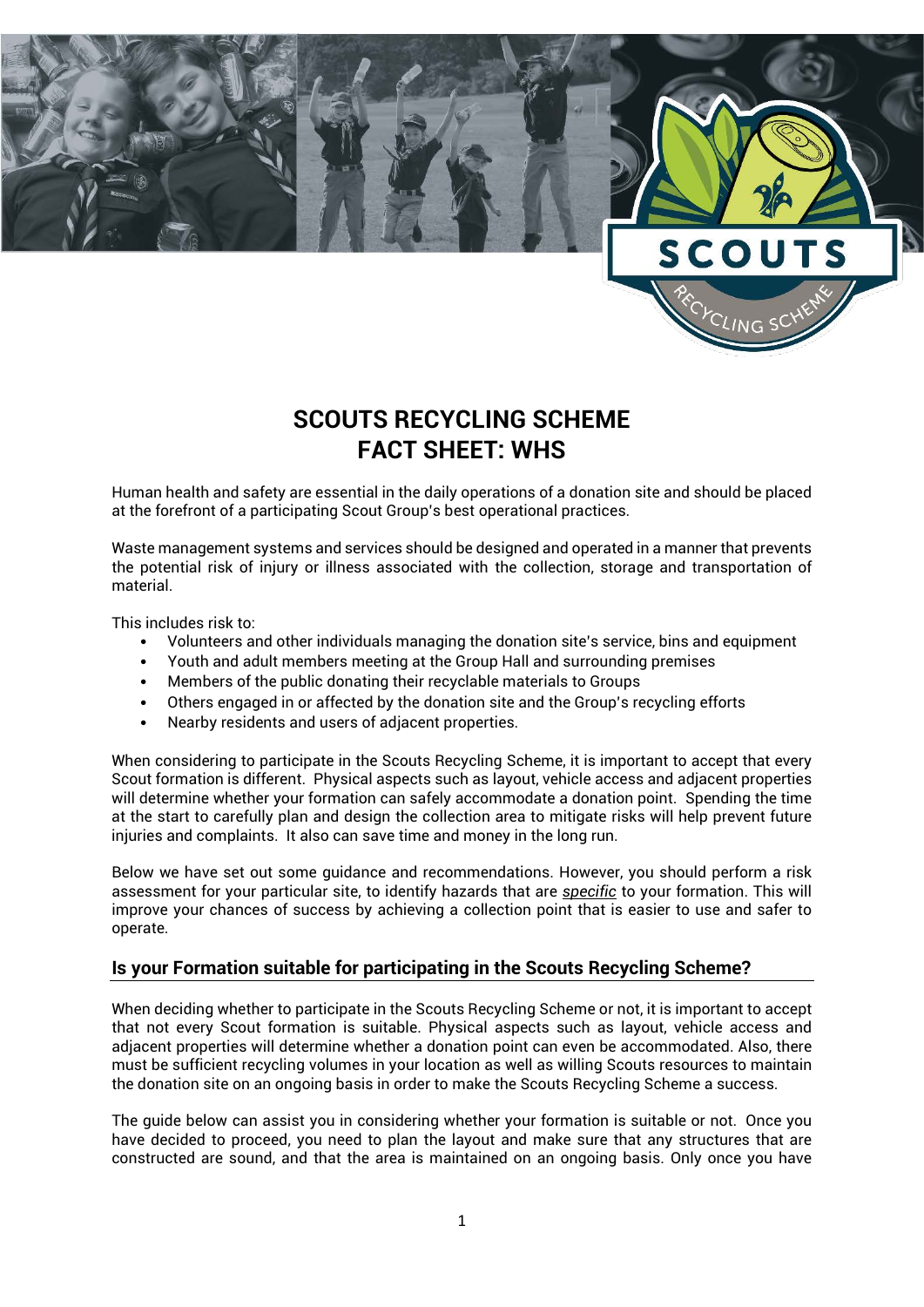# SCOUTS RECYCLING SCHEME
# FACT SHEET: WHS

Human health and safety are essential in the daily operations of a donation site and should be placed at the forefront of a participating Scout Group's best operational practices.

Waste management systems and services should be designed and operated in a manner that prevents the potential risk of injury or illness associated with the collection, storage and transportation of material.

This includes risk to:

- Volunteers and other individuals managing the donation site's service, bins and equipment
- Youth and adult members meeting at the Group Hall and surrounding premises
- Members of the public donating their recyclable materials to Groups
- Others engaged in or affected by the donation site and the Group's recycling efforts
- Nearby residents and users of adjacent properties.

When considering to participate in the Scouts Recycling Scheme, it is important to accept that every Scout formation is different. Physical aspects such as layout, vehicle access and adjacent properties will determine whether your formation can safely accommodate a donation point. Spending the time at the start to carefully plan and design the collection area to mitigate risks will help prevent future injuries and complaints. It also can save time and money in the long run.

Below we have set out some guidance and recommendations. However, you should perform a risk assessment for your particular site, to identify hazards that are *specific* to your formation. This will improve your chances of success by achieving a collection point that is easier to use and safer to operate.

## Is your Formation suitable for participating in the Scouts Recycling Scheme?

When deciding whether to participate in the Scouts Recycling Scheme or not, it is important to accept that not every Scout formation is suitable. Physical aspects such as layout, vehicle access and adjacent properties will determine whether a donation point can even be accommodated. Also, there must be sufficient recycling volumes in your location as well as willing Scouts resources to maintain the donation site on an ongoing basis in order to make the Scouts Recycling Scheme a success.

The guide below can assist you in considering whether your formation is suitable or not. Once you have decided to proceed, you need to plan the layout and make sure that any structures that are constructed are sound, and that the area is maintained on an ongoing basis. Only once you have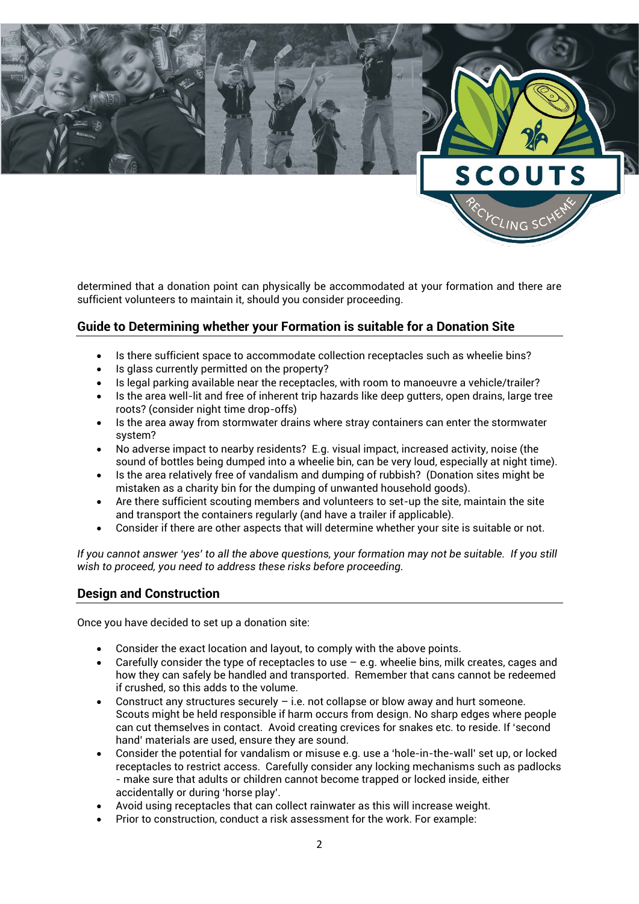determined that a donation point can physically be accommodated at your formation and there are sufficient volunteers to maintain it, should you consider proceeding.

## Guide to Determining whether your Formation is suitable for a Donation Site

- Is there sufficient space to accommodate collection receptacles such as wheelie bins?
- Is glass currently permitted on the property?
- Is legal parking available near the receptacles, with room to manoeuvre a vehicle/trailer?
- Is the area well-lit and free of inherent trip hazards like deep gutters, open drains, large tree roots? (consider night time drop-offs)
- Is the area away from stormwater drains where stray containers can enter the stormwater system?
- No adverse impact to nearby residents? E.g. visual impact, increased activity, noise (the sound of bottles being dumped into a wheelie bin, can be very loud, especially at night time).
- Is the area relatively free of vandalism and dumping of rubbish? (Donation sites might be mistaken as a charity bin for the dumping of unwanted household goods).
- Are there sufficient scouting members and volunteers to set-up the site, maintain the site and transport the containers regularly (and have a trailer if applicable).
- Consider if there are other aspects that will determine whether your site is suitable or not.

*If you cannot answer 'yes' to all the above questions, your formation may not be suitable. If you still wish to proceed, you need to address these risks before proceeding.*

## Design and Construction

Once you have decided to set up a donation site:

- Consider the exact location and layout, to comply with the above points.
- Carefully consider the type of receptacles to use – e.g. wheelie bins, milk creates, cages and how they can safely be handled and transported. Remember that cans cannot be redeemed if crushed, so this adds to the volume.
- Construct any structures securely – i.e. not collapse or blow away and hurt someone. Scouts might be held responsible if harm occurs from design. No sharp edges where people can cut themselves in contact. Avoid creating crevices for snakes etc. to reside. If 'second hand' materials are used, ensure they are sound.
- Consider the potential for vandalism or misuse e.g. use a 'hole-in-the-wall' set up, or locked receptacles to restrict access. Carefully consider any locking mechanisms such as padlocks - make sure that adults or children cannot become trapped or locked inside, either accidentally or during 'horse play'.
- Avoid using receptacles that can collect rainwater as this will increase weight.
- Prior to construction, conduct a risk assessment for the work. For example: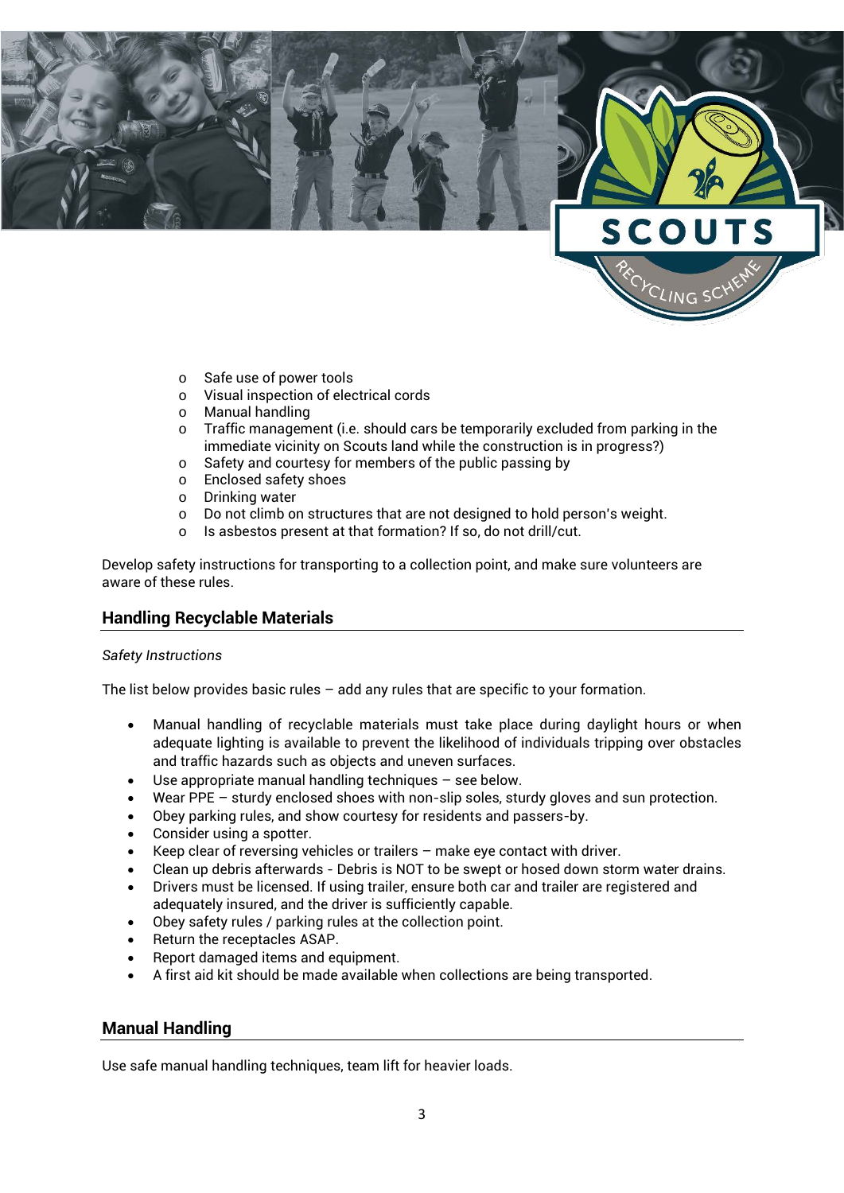- Safe use of power tools
- Visual inspection of electrical cords
- Manual handling
- Traffic management (i.e. should cars be temporarily excluded from parking in the immediate vicinity on Scouts land while the construction is in progress?)
- Safety and courtesy for members of the public passing by
- Enclosed safety shoes
- Drinking water
- Do not climb on structures that are not designed to hold person's weight.
- Is asbestos present at that formation? If so, do not drill/cut.

Develop safety instructions for transporting to a collection point, and make sure volunteers are aware of these rules.

## Handling Recyclable Materials

*Safety Instructions*

The list below provides basic rules – add any rules that are specific to your formation.

- Manual handling of recyclable materials must take place during daylight hours or when adequate lighting is available to prevent the likelihood of individuals tripping over obstacles and traffic hazards such as objects and uneven surfaces.
- Use appropriate manual handling techniques – see below.
- Wear PPE – sturdy enclosed shoes with non-slip soles, sturdy gloves and sun protection.
- Obey parking rules, and show courtesy for residents and passers-by.
- Consider using a spotter.
- Keep clear of reversing vehicles or trailers – make eye contact with driver.
- Clean up debris afterwards - Debris is NOT to be swept or hosed down storm water drains.
- Drivers must be licensed. If using trailer, ensure both car and trailer are registered and adequately insured, and the driver is sufficiently capable.
- Obey safety rules / parking rules at the collection point.
- Return the receptacles ASAP.
- Report damaged items and equipment.
- A first aid kit should be made available when collections are being transported.

## Manual Handling

Use safe manual handling techniques, team lift for heavier loads.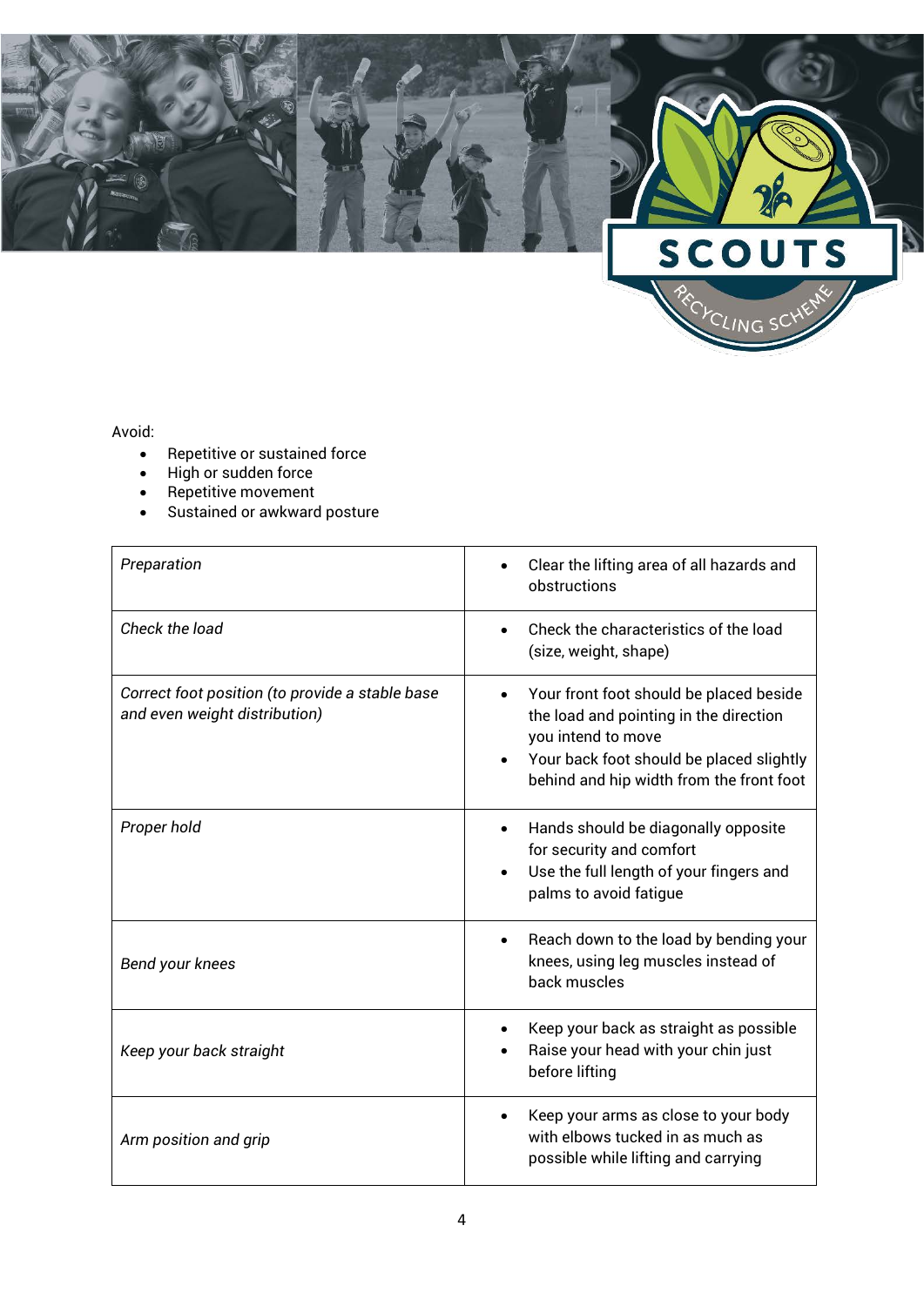Avoid:

- Repetitive or sustained force
- High or sudden force
- Repetitive movement
- Sustained or awkward posture

| | |
|---|---|
| *Preparation* | • Clear the lifting area of all hazards and obstructions |
| *Check the load* | • Check the characteristics of the load (size, weight, shape) |
| *Correct foot position (to provide a stable base and even weight distribution)* | • Your front foot should be placed beside the load and pointing in the direction you intend to move<br>• Your back foot should be placed slightly behind and hip width from the front foot |
| *Proper hold* | • Hands should be diagonally opposite for security and comfort<br>• Use the full length of your fingers and palms to avoid fatigue |
| *Bend your knees* | • Reach down to the load by bending your knees, using leg muscles instead of back muscles |
| *Keep your back straight* | • Keep your back as straight as possible<br>• Raise your head with your chin just before lifting |
| *Arm position and grip* | • Keep your arms as close to your body with elbows tucked in as much as possible while lifting and carrying |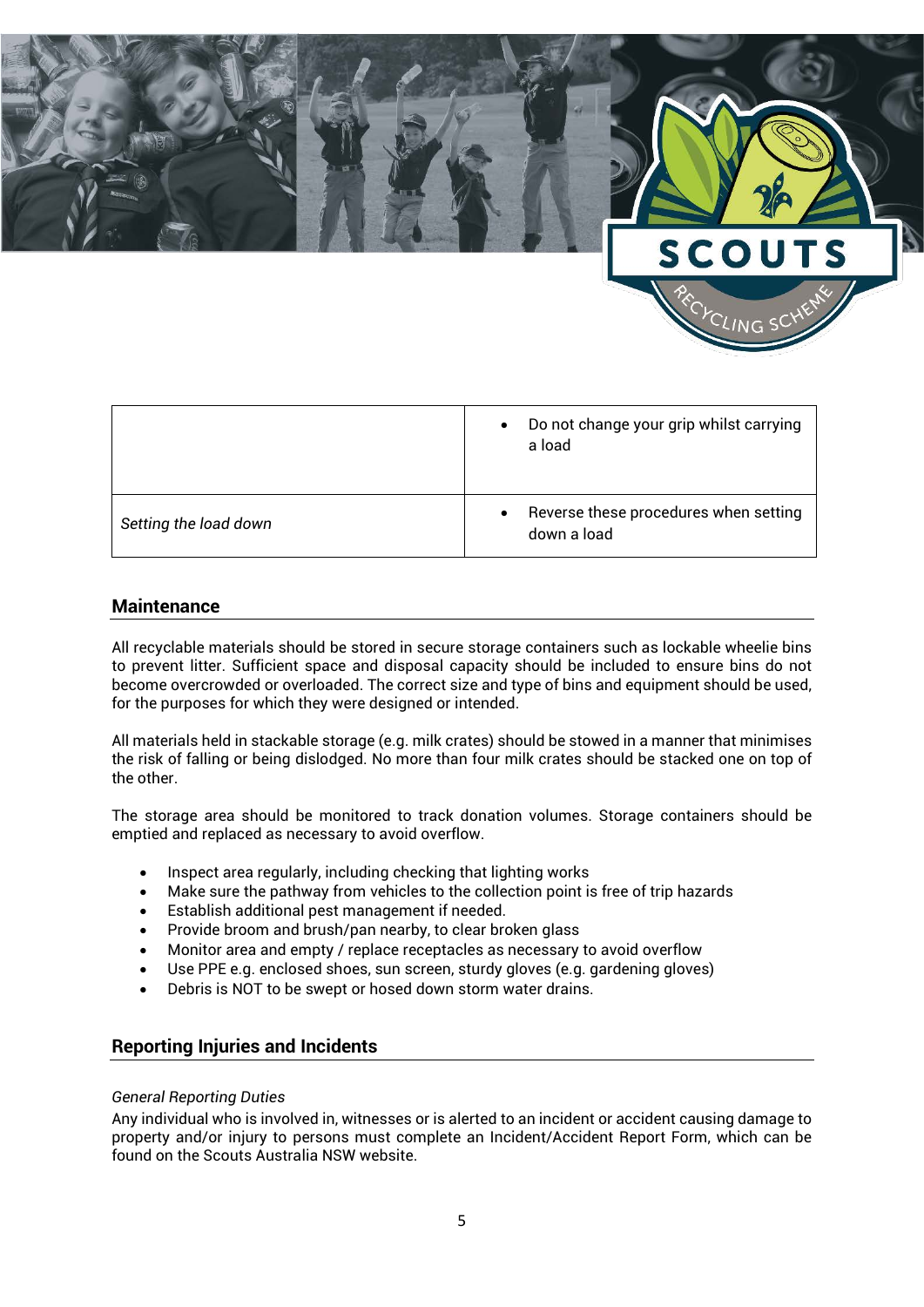| | |
|---|---|
| | • Do not change your grip whilst carrying a load |
| *Setting the load down* | • Reverse these procedures when setting down a load |

## Maintenance

All recyclable materials should be stored in secure storage containers such as lockable wheelie bins to prevent litter. Sufficient space and disposal capacity should be included to ensure bins do not become overcrowded or overloaded. The correct size and type of bins and equipment should be used, for the purposes for which they were designed or intended.

All materials held in stackable storage (e.g. milk crates) should be stowed in a manner that minimises the risk of falling or being dislodged. No more than four milk crates should be stacked one on top of the other.

The storage area should be monitored to track donation volumes. Storage containers should be emptied and replaced as necessary to avoid overflow.

- Inspect area regularly, including checking that lighting works
- Make sure the pathway from vehicles to the collection point is free of trip hazards
- Establish additional pest management if needed.
- Provide broom and brush/pan nearby, to clear broken glass
- Monitor area and empty / replace receptacles as necessary to avoid overflow
- Use PPE e.g. enclosed shoes, sun screen, sturdy gloves (e.g. gardening gloves)
- Debris is NOT to be swept or hosed down storm water drains.

## Reporting Injuries and Incidents

*General Reporting Duties*

Any individual who is involved in, witnesses or is alerted to an incident or accident causing damage to property and/or injury to persons must complete an Incident/Accident Report Form, which can be found on the Scouts Australia NSW website.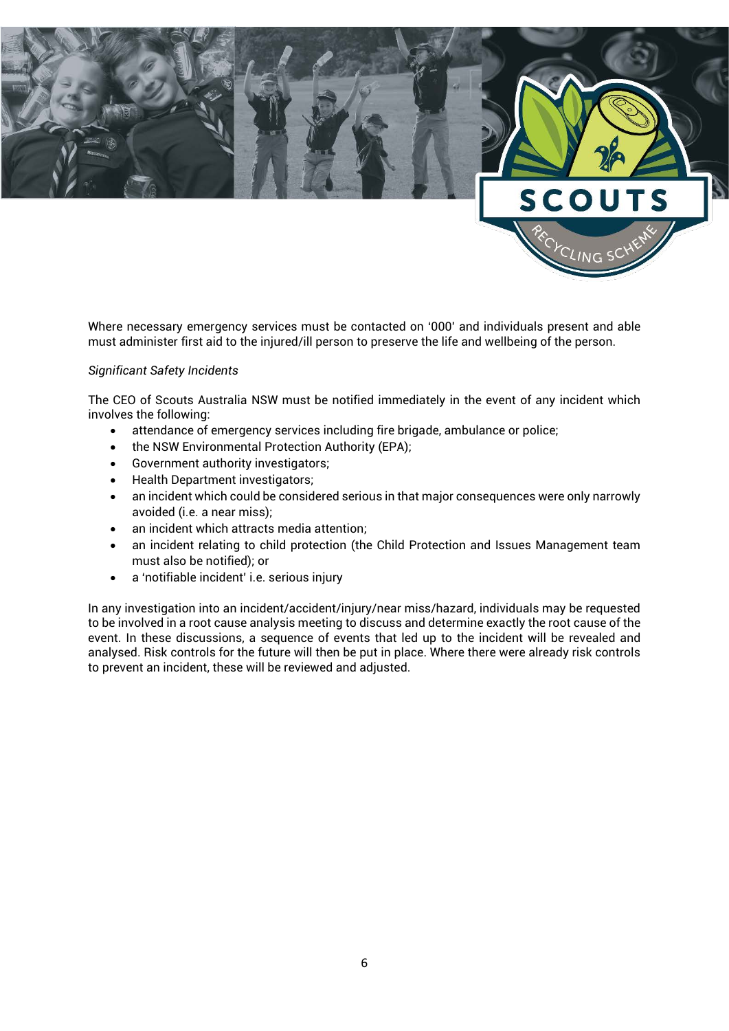Where necessary emergency services must be contacted on '000' and individuals present and able must administer first aid to the injured/ill person to preserve the life and wellbeing of the person.

*Significant Safety Incidents*

The CEO of Scouts Australia NSW must be notified immediately in the event of any incident which involves the following:

- attendance of emergency services including fire brigade, ambulance or police;
- the NSW Environmental Protection Authority (EPA);
- Government authority investigators;
- Health Department investigators;
- an incident which could be considered serious in that major consequences were only narrowly avoided (i.e. a near miss);
- an incident which attracts media attention;
- an incident relating to child protection (the Child Protection and Issues Management team must also be notified); or
- a 'notifiable incident' i.e. serious injury

In any investigation into an incident/accident/injury/near miss/hazard, individuals may be requested to be involved in a root cause analysis meeting to discuss and determine exactly the root cause of the event. In these discussions, a sequence of events that led up to the incident will be revealed and analysed. Risk controls for the future will then be put in place. Where there were already risk controls to prevent an incident, these will be reviewed and adjusted.